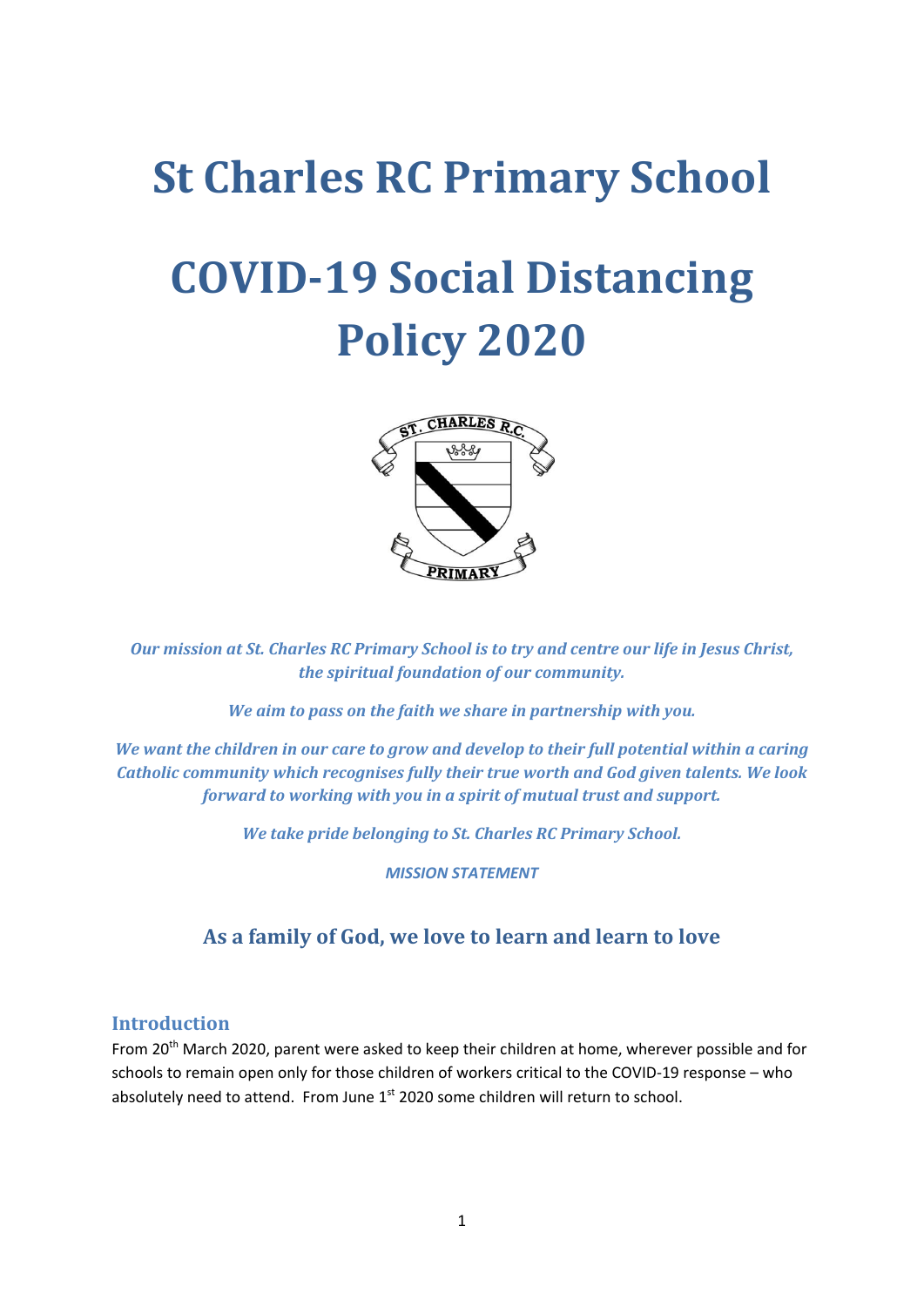# St Charles RC Primary School

# COVID-19 Social Distancing Policy 2020

*Our mission at St. Charles RC Primary School is to try and centre our life in Jesus Christ, the spiritual foundation of our community.*

*We aim to pass on the faith we share in partnership with you.*

*We want the children in our care to grow and develop to their full potential within a caring Catholic community which recognises fully their true worth and God given talents. We look forward to working with you in a spirit of mutual trust and support.*

*We take pride belonging to St. Charles RC Primary School.*

***MISSION STATEMENT***

### As a family of God, we love to learn and learn to love

## Introduction

From 20th March 2020, parent were asked to keep their children at home, wherever possible and for schools to remain open only for those children of workers critical to the COVID-19 response – who absolutely need to attend. From June 1st 2020 some children will return to school.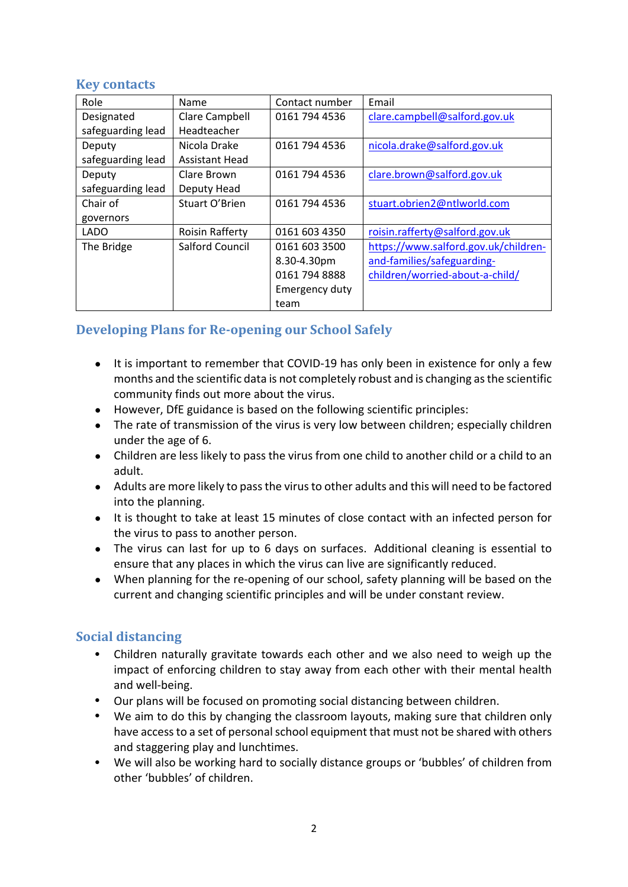## Key contacts

| Role | Name | Contact number | Email |
|---|---|---|---|
| Designated safeguarding lead | Clare Campbell Headteacher | 0161 794 4536 | clare.campbell@salford.gov.uk |
| Deputy safeguarding lead | Nicola Drake Assistant Head | 0161 794 4536 | nicola.drake@salford.gov.uk |
| Deputy safeguarding lead | Clare Brown Deputy Head | 0161 794 4536 | clare.brown@salford.gov.uk |
| Chair of governors | Stuart O'Brien | 0161 794 4536 | stuart.obrien2@ntlworld.com |
| LADO | Roisin Rafferty | 0161 603 4350 | roisin.rafferty@salford.gov.uk |
| The Bridge | Salford Council | 0161 603 3500 8.30-4.30pm 0161 794 8888 Emergency duty team | https://www.salford.gov.uk/children-and-families/safeguarding-children/worried-about-a-child/ |

## Developing Plans for Re-opening our School Safely

- It is important to remember that COVID-19 has only been in existence for only a few months and the scientific data is not completely robust and is changing as the scientific community finds out more about the virus.
- However, DfE guidance is based on the following scientific principles:
- The rate of transmission of the virus is very low between children; especially children under the age of 6.
- Children are less likely to pass the virus from one child to another child or a child to an adult.
- Adults are more likely to pass the virus to other adults and this will need to be factored into the planning.
- It is thought to take at least 15 minutes of close contact with an infected person for the virus to pass to another person.
- The virus can last for up to 6 days on surfaces. Additional cleaning is essential to ensure that any places in which the virus can live are significantly reduced.
- When planning for the re-opening of our school, safety planning will be based on the current and changing scientific principles and will be under constant review.

## Social distancing

- Children naturally gravitate towards each other and we also need to weigh up the impact of enforcing children to stay away from each other with their mental health and well-being.
- Our plans will be focused on promoting social distancing between children.
- We aim to do this by changing the classroom layouts, making sure that children only have access to a set of personal school equipment that must not be shared with others and staggering play and lunchtimes.
- We will also be working hard to socially distance groups or 'bubbles' of children from other 'bubbles' of children.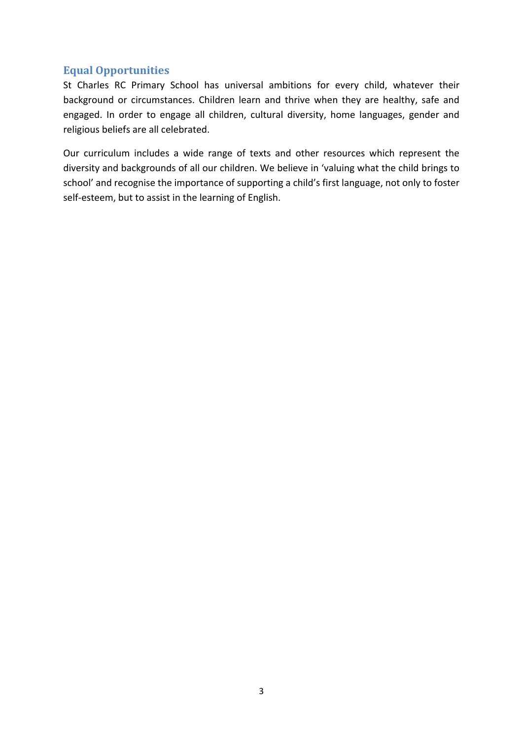## Equal Opportunities

St Charles RC Primary School has universal ambitions for every child, whatever their background or circumstances. Children learn and thrive when they are healthy, safe and engaged. In order to engage all children, cultural diversity, home languages, gender and religious beliefs are all celebrated.

Our curriculum includes a wide range of texts and other resources which represent the diversity and backgrounds of all our children. We believe in 'valuing what the child brings to school' and recognise the importance of supporting a child's first language, not only to foster self-esteem, but to assist in the learning of English.